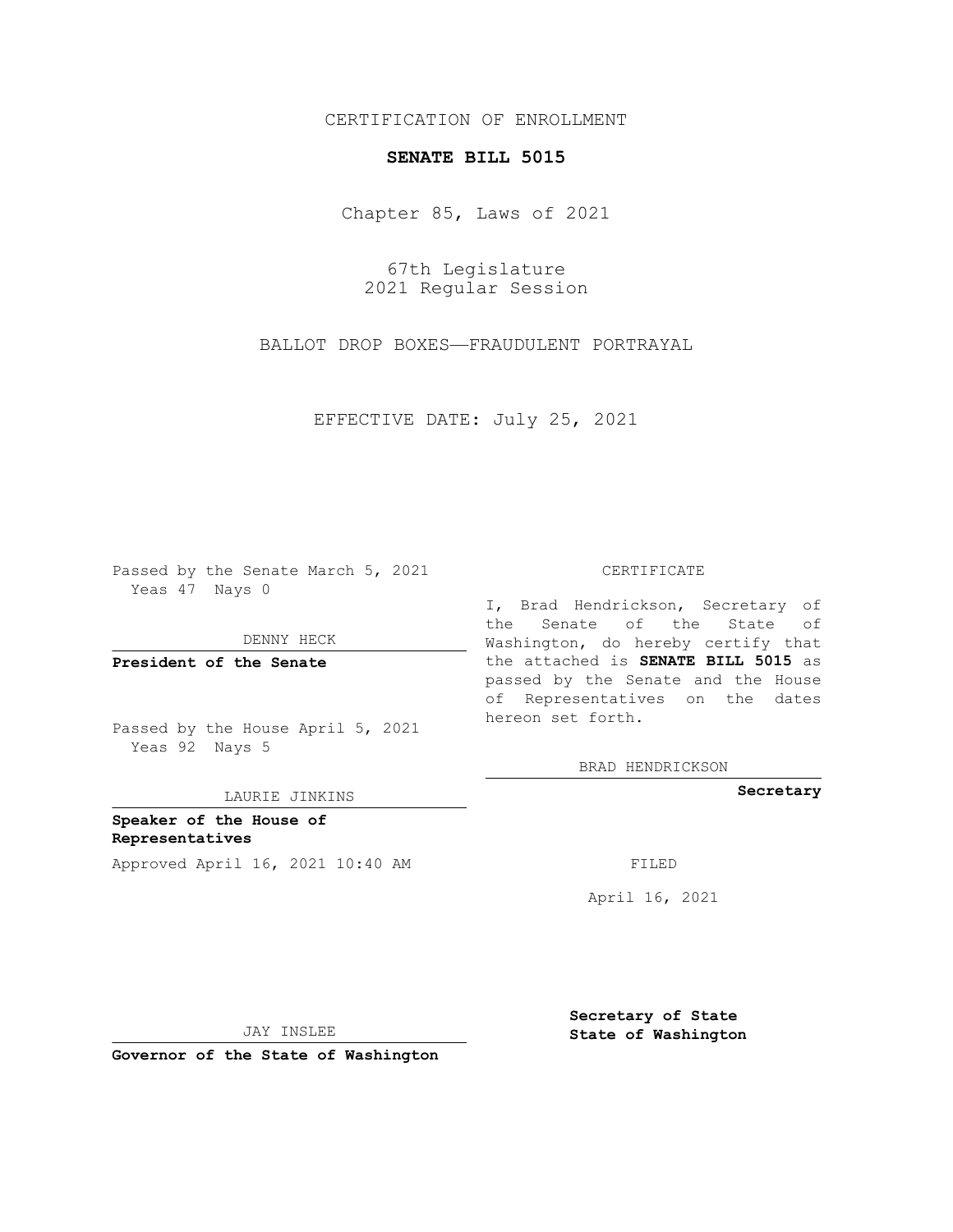CERTIFICATION OF ENROLLMENT

**SENATE BILL 5015**

Chapter 85, Laws of 2021

67th Legislature
2021 Regular Session

BALLOT DROP BOXES—FRAUDULENT PORTRAYAL

EFFECTIVE DATE: July 25, 2021

Passed by the Senate March 5, 2021
Yeas 47 Nays 0

DENNY HECK

**President of the Senate**

Passed by the House April 5, 2021
Yeas 92 Nays 5

LAURIE JINKINS

**Speaker of the House of Representatives**

Approved April 16, 2021 10:40 AM

JAY INSLEE

**Governor of the State of Washington**

CERTIFICATE

I, Brad Hendrickson, Secretary of the Senate of the State of Washington, do hereby certify that the attached is **SENATE BILL 5015** as passed by the Senate and the House of Representatives on the dates hereon set forth.

BRAD HENDRICKSON

**Secretary**

FILED

April 16, 2021

**Secretary of State**
**State of Washington**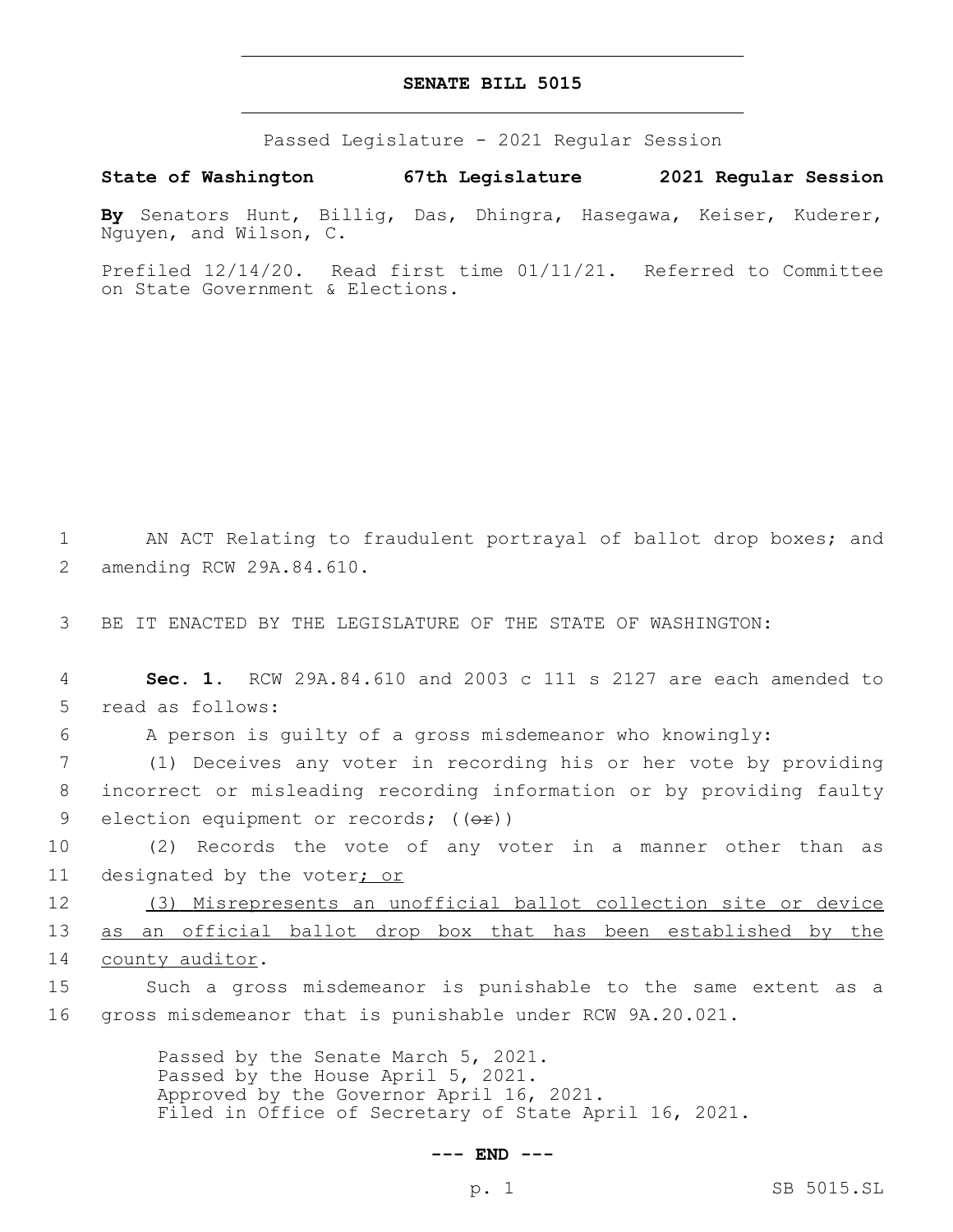# SENATE BILL 5015

Passed Legislature - 2021 Regular Session

**State of Washington 67th Legislature 2021 Regular Session**

**By** Senators Hunt, Billig, Das, Dhingra, Hasegawa, Keiser, Kuderer, Nguyen, and Wilson, C.

Prefiled 12/14/20. Read first time 01/11/21. Referred to Committee on State Government & Elections.

1 AN ACT Relating to fraudulent portrayal of ballot drop boxes; and
2 amending RCW 29A.84.610.

3 BE IT ENACTED BY THE LEGISLATURE OF THE STATE OF WASHINGTON:

4 **Sec. 1.** RCW 29A.84.610 and 2003 c 111 s 2127 are each amended to
5 read as follows:

6 A person is guilty of a gross misdemeanor who knowingly:

7 (1) Deceives any voter in recording his or her vote by providing
8 incorrect or misleading recording information or by providing faulty
9 election equipment or records; ((~~or~~))

10 (2) Records the vote of any voter in a manner other than as
11 designated by the voter<u>; or</u>

12 <u>(3) Misrepresents an unofficial ballot collection site or device</u>
13 <u>as an official ballot drop box that has been established by the</u>
14 <u>county auditor</u>.

15 Such a gross misdemeanor is punishable to the same extent as a
16 gross misdemeanor that is punishable under RCW 9A.20.021.

Passed by the Senate March 5, 2021.
Passed by the House April 5, 2021.
Approved by the Governor April 16, 2021.
Filed in Office of Secretary of State April 16, 2021.

**--- END ---**